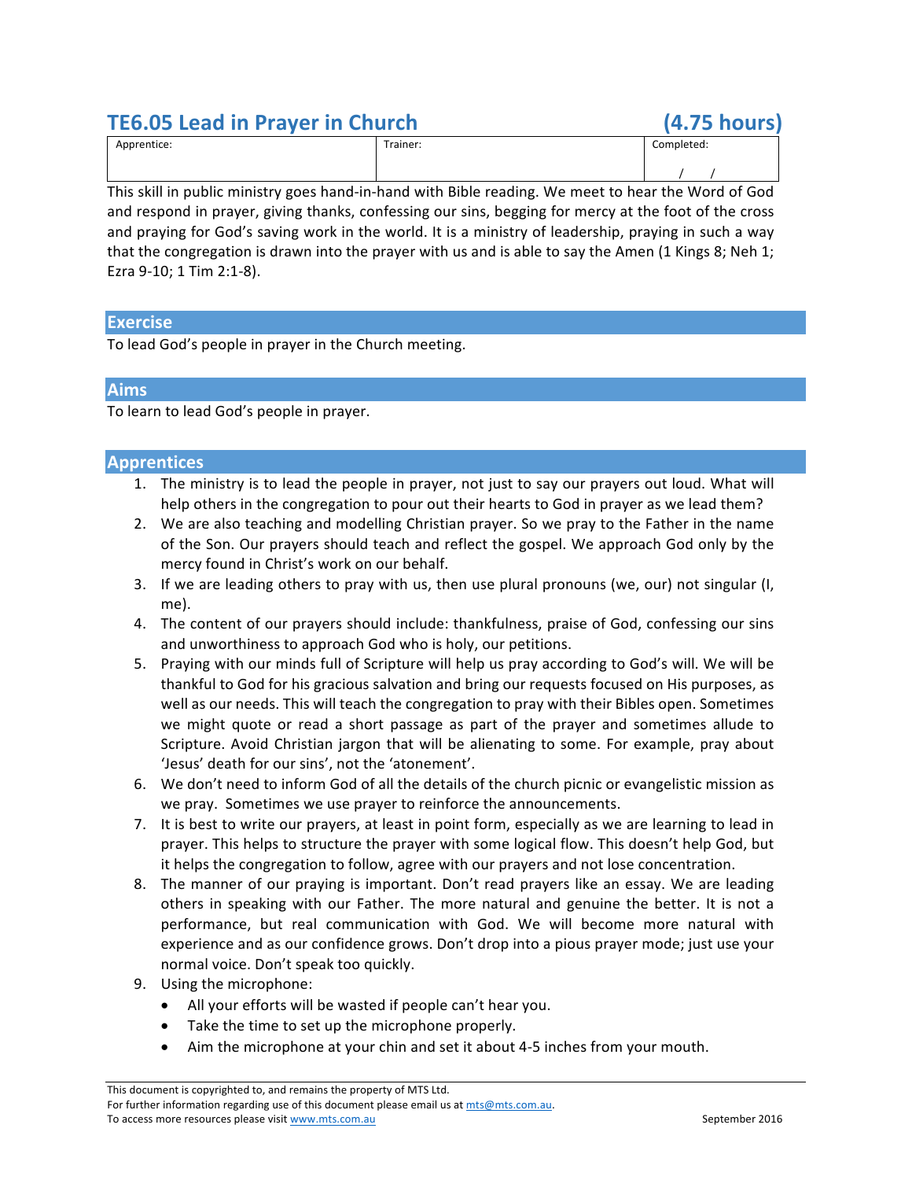# TE6.05 Lead in Prayer in Church (4.75 hours)

| Apprentice: | Trainer: | Completed: |
|---|---|---|
| | | / / |

This skill in public ministry goes hand-in-hand with Bible reading. We meet to hear the Word of God and respond in prayer, giving thanks, confessing our sins, begging for mercy at the foot of the cross and praying for God's saving work in the world. It is a ministry of leadership, praying in such a way that the congregation is drawn into the prayer with us and is able to say the Amen (1 Kings 8; Neh 1; Ezra 9-10; 1 Tim 2:1-8).

## Exercise

To lead God's people in prayer in the Church meeting.

## Aims

To learn to lead God's people in prayer.

## Apprentices

1. The ministry is to lead the people in prayer, not just to say our prayers out loud. What will help others in the congregation to pour out their hearts to God in prayer as we lead them?
2. We are also teaching and modelling Christian prayer. So we pray to the Father in the name of the Son. Our prayers should teach and reflect the gospel. We approach God only by the mercy found in Christ's work on our behalf.
3. If we are leading others to pray with us, then use plural pronouns (we, our) not singular (I, me).
4. The content of our prayers should include: thankfulness, praise of God, confessing our sins and unworthiness to approach God who is holy, our petitions.
5. Praying with our minds full of Scripture will help us pray according to God's will. We will be thankful to God for his gracious salvation and bring our requests focused on His purposes, as well as our needs. This will teach the congregation to pray with their Bibles open. Sometimes we might quote or read a short passage as part of the prayer and sometimes allude to Scripture. Avoid Christian jargon that will be alienating to some. For example, pray about 'Jesus' death for our sins', not the 'atonement'.
6. We don't need to inform God of all the details of the church picnic or evangelistic mission as we pray. Sometimes we use prayer to reinforce the announcements.
7. It is best to write our prayers, at least in point form, especially as we are learning to lead in prayer. This helps to structure the prayer with some logical flow. This doesn't help God, but it helps the congregation to follow, agree with our prayers and not lose concentration.
8. The manner of our praying is important. Don't read prayers like an essay. We are leading others in speaking with our Father. The more natural and genuine the better. It is not a performance, but real communication with God. We will become more natural with experience and as our confidence grows. Don't drop into a pious prayer mode; just use your normal voice. Don't speak too quickly.
9. Using the microphone:
   - All your efforts will be wasted if people can't hear you.
   - Take the time to set up the microphone properly.
   - Aim the microphone at your chin and set it about 4-5 inches from your mouth.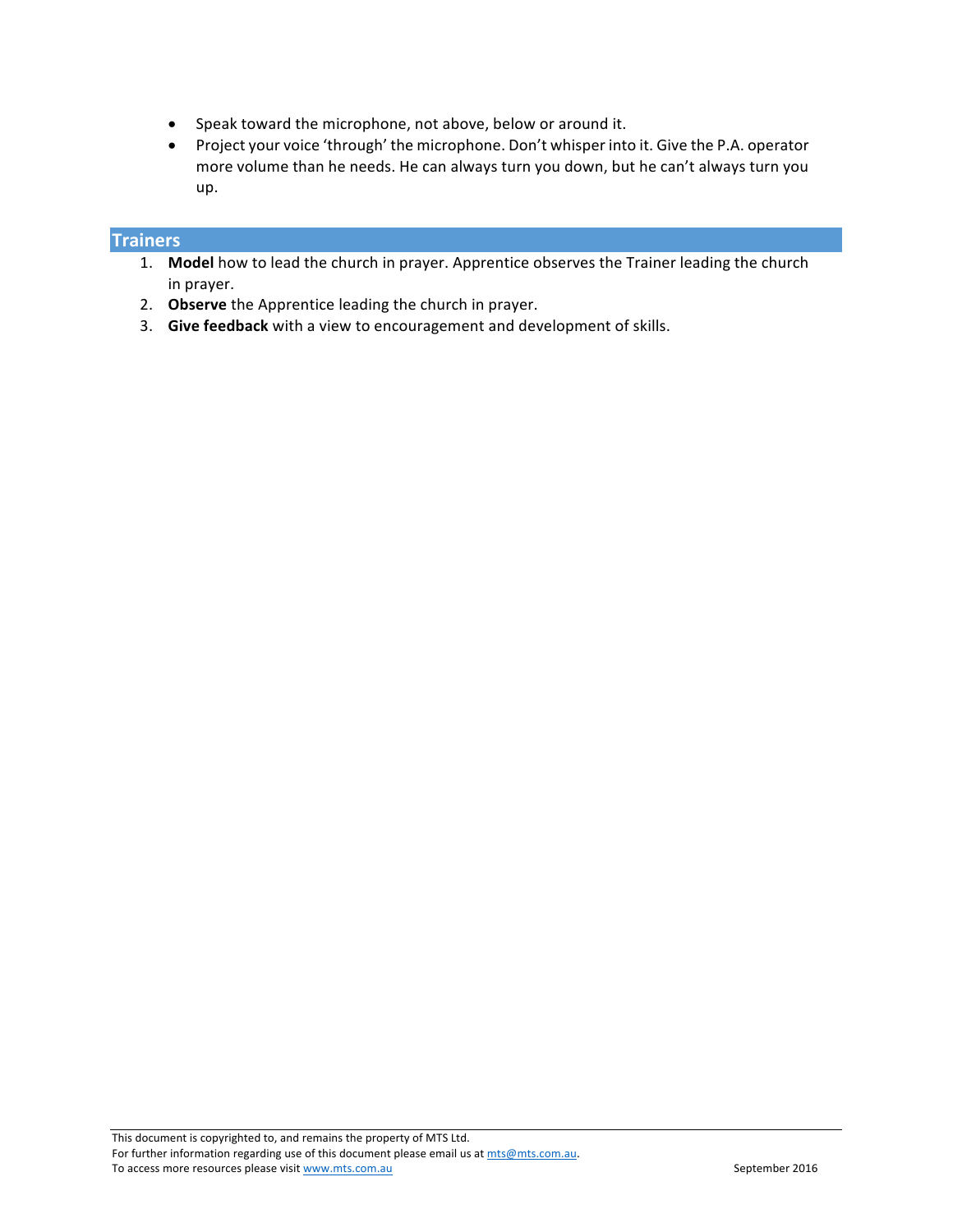- Speak toward the microphone, not above, below or around it.
- Project your voice 'through' the microphone. Don't whisper into it. Give the P.A. operator more volume than he needs. He can always turn you down, but he can't always turn you up.

## Trainers

1. **Model** how to lead the church in prayer. Apprentice observes the Trainer leading the church in prayer.
2. **Observe** the Apprentice leading the church in prayer.
3. **Give feedback** with a view to encouragement and development of skills.